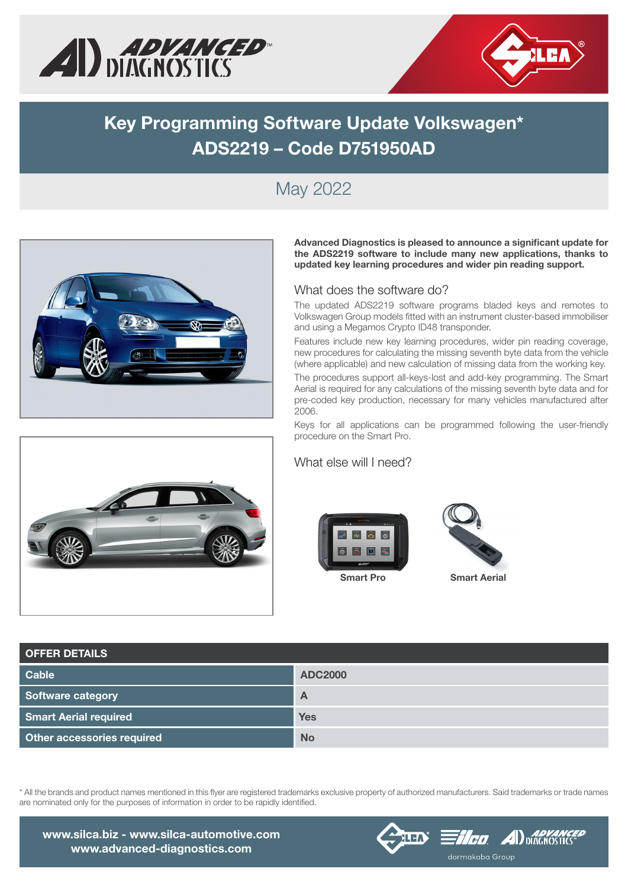# Key Programming Software Update Volkswagen*
# ADS2219 – Code D751950AD

May 2022

**Advanced Diagnostics is pleased to announce a significant update for the ADS2219 software to include many new applications, thanks to updated key learning procedures and wider pin reading support.**

## What does the software do?

The updated ADS2219 software programs bladed keys and remotes to Volkswagen Group models fitted with an instrument cluster-based immobiliser and using a Megamos Crypto ID48 transponder.

Features include new key learning procedures, wider pin reading coverage, new procedures for calculating the missing seventh byte data from the vehicle (where applicable) and new calculation of missing data from the working key.

The procedures support all-keys-lost and add-key programming. The Smart Aerial is required for any calculations of the missing seventh byte data and for pre-coded key production, necessary for many vehicles manufactured after 2006.

Keys for all applications can be programmed following the user-friendly procedure on the Smart Pro.

## What else will I need?

Smart Pro

Smart Aerial

| OFFER DETAILS | |
|---|---|
| **Cable** | **ADC2000** |
| **Software category** | **A** |
| **Smart Aerial required** | **Yes** |
| **Other accessories required** | **No** |

* All the brands and product names mentioned in this flyer are registered trademarks exclusive property of authorized manufacturers. Said trademarks or trade names are nominated only for the purposes of information in order to be rapidly identified.

**www.silca.biz - www.silca-automotive.com**
**www.advanced-diagnostics.com**

dormakaba Group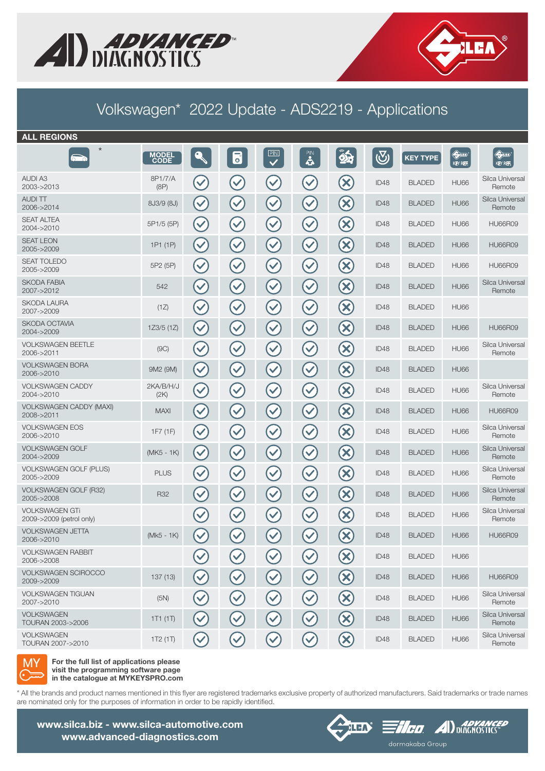# Volkswagen* 2022 Update - ADS2219 - Applications

**ALL REGIONS**

| * | MODEL CODE | | | PIN | PIN | | | KEY TYPE | KEY REF. | KEY REF. |
|---|---|---|---|---|---|---|---|---|---|---|
| AUDI A3 2003->2013 | 8P1/7/A (8P) | ✓ | ✓ | ✓ | ✓ | ✗ | ID48 | BLADED | HU66 | Silca Universal Remote |
| AUDI TT 2006->2014 | 8J3/9 (8J) | ✓ | ✓ | ✓ | ✓ | ✗ | ID48 | BLADED | HU66 | Silca Universal Remote |
| SEAT ALTEA 2004->2010 | 5P1/5 (5P) | ✓ | ✓ | ✓ | ✓ | ✗ | ID48 | BLADED | HU66 | HU66R09 |
| SEAT LEON 2005->2009 | 1P1 (1P) | ✓ | ✓ | ✓ | ✓ | ✗ | ID48 | BLADED | HU66 | HU66R09 |
| SEAT TOLEDO 2005->2009 | 5P2 (5P) | ✓ | ✓ | ✓ | ✓ | ✗ | ID48 | BLADED | HU66 | HU66R09 |
| SKODA FABIA 2007->2012 | 542 | ✓ | ✓ | ✓ | ✓ | ✗ | ID48 | BLADED | HU66 | Silca Universal Remote |
| SKODA LAURA 2007->2009 | (1Z) | ✓ | ✓ | ✓ | ✓ | ✗ | ID48 | BLADED | HU66 | |
| SKODA OCTAVIA 2004->2009 | 1Z3/5 (1Z) | ✓ | ✓ | ✓ | ✓ | ✗ | ID48 | BLADED | HU66 | HU66R09 |
| VOLKSWAGEN BEETLE 2006->2011 | (9C) | ✓ | ✓ | ✓ | ✓ | ✗ | ID48 | BLADED | HU66 | Silca Universal Remote |
| VOLKSWAGEN BORA 2006->2010 | 9M2 (9M) | ✓ | ✓ | ✓ | ✓ | ✗ | ID48 | BLADED | HU66 | |
| VOLKSWAGEN CADDY 2004->2010 | 2KA/B/H/J (2K) | ✓ | ✓ | ✓ | ✓ | ✗ | ID48 | BLADED | HU66 | Silca Universal Remote |
| VOLKSWAGEN CADDY (MAXI) 2008->2011 | MAXI | ✓ | ✓ | ✓ | ✓ | ✗ | ID48 | BLADED | HU66 | HU66R09 |
| VOLKSWAGEN EOS 2006->2010 | 1F7 (1F) | ✓ | ✓ | ✓ | ✓ | ✗ | ID48 | BLADED | HU66 | Silca Universal Remote |
| VOLKSWAGEN GOLF 2004->2009 | (MK5 - 1K) | ✓ | ✓ | ✓ | ✓ | ✗ | ID48 | BLADED | HU66 | Silca Universal Remote |
| VOLKSWAGEN GOLF (PLUS) 2005->2009 | PLUS | ✓ | ✓ | ✓ | ✓ | ✗ | ID48 | BLADED | HU66 | Silca Universal Remote |
| VOLKSWAGEN GOLF (R32) 2005->2008 | R32 | ✓ | ✓ | ✓ | ✓ | ✗ | ID48 | BLADED | HU66 | Silca Universal Remote |
| VOLKSWAGEN GTi 2009->2009 (petrol only) | | ✓ | ✓ | ✓ | ✓ | ✗ | ID48 | BLADED | HU66 | Silca Universal Remote |
| VOLKSWAGEN JETTA 2006->2010 | (Mk5 - 1K) | ✓ | ✓ | ✓ | ✓ | ✗ | ID48 | BLADED | HU66 | HU66R09 |
| VOLKSWAGEN RABBIT 2006->2008 | | ✓ | ✓ | ✓ | ✓ | ✗ | ID48 | BLADED | HU66 | |
| VOLKSWAGEN SCIROCCO 2009->2009 | 137 (13) | ✓ | ✓ | ✓ | ✓ | ✗ | ID48 | BLADED | HU66 | HU66R09 |
| VOLKSWAGEN TIGUAN 2007->2010 | (5N) | ✓ | ✓ | ✓ | ✓ | ✗ | ID48 | BLADED | HU66 | Silca Universal Remote |
| VOLKSWAGEN TOURAN 2003->2006 | 1T1 (1T) | ✓ | ✓ | ✓ | ✓ | ✗ | ID48 | BLADED | HU66 | Silca Universal Remote |
| VOLKSWAGEN TOURAN 2007->2010 | 1T2 (1T) | ✓ | ✓ | ✓ | ✓ | ✗ | ID48 | BLADED | HU66 | Silca Universal Remote |

**For the full list of applications please visit the programming software page in the catalogue at MYKEYSPRO.com**

* All the brands and product names mentioned in this flyer are registered trademarks exclusive property of authorized manufacturers. Said trademarks or trade names are nominated only for the purposes of information in order to be rapidly identified.

**www.silca.biz - www.silca-automotive.com**
**www.advanced-diagnostics.com**

dormakaba Group